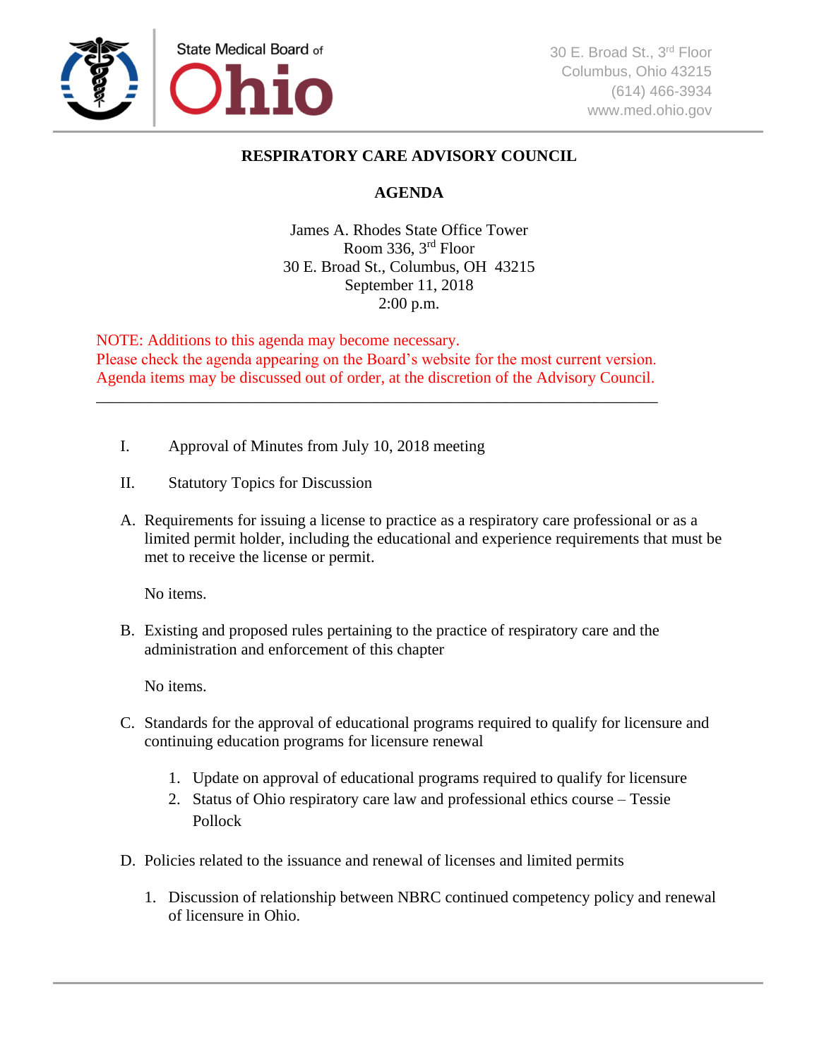State Medical Board of Ohio

30 E. Broad St., 3rd Floor
Columbus, Ohio 43215
(614) 466-3934
www.med.ohio.gov

# RESPIRATORY CARE ADVISORY COUNCIL

## AGENDA

James A. Rhodes State Office Tower
Room 336, 3rd Floor
30 E. Broad St., Columbus, OH 43215
September 11, 2018
2:00 p.m.

NOTE: Additions to this agenda may become necessary.
Please check the agenda appearing on the Board's website for the most current version.
Agenda items may be discussed out of order, at the discretion of the Advisory Council.

---

I. Approval of Minutes from July 10, 2018 meeting

II. Statutory Topics for Discussion

A. Requirements for issuing a license to practice as a respiratory care professional or as a limited permit holder, including the educational and experience requirements that must be met to receive the license or permit.

No items.

B. Existing and proposed rules pertaining to the practice of respiratory care and the administration and enforcement of this chapter

No items.

C. Standards for the approval of educational programs required to qualify for licensure and continuing education programs for licensure renewal

1. Update on approval of educational programs required to qualify for licensure
2. Status of Ohio respiratory care law and professional ethics course – Tessie Pollock

D. Policies related to the issuance and renewal of licenses and limited permits

1. Discussion of relationship between NBRC continued competency policy and renewal of licensure in Ohio.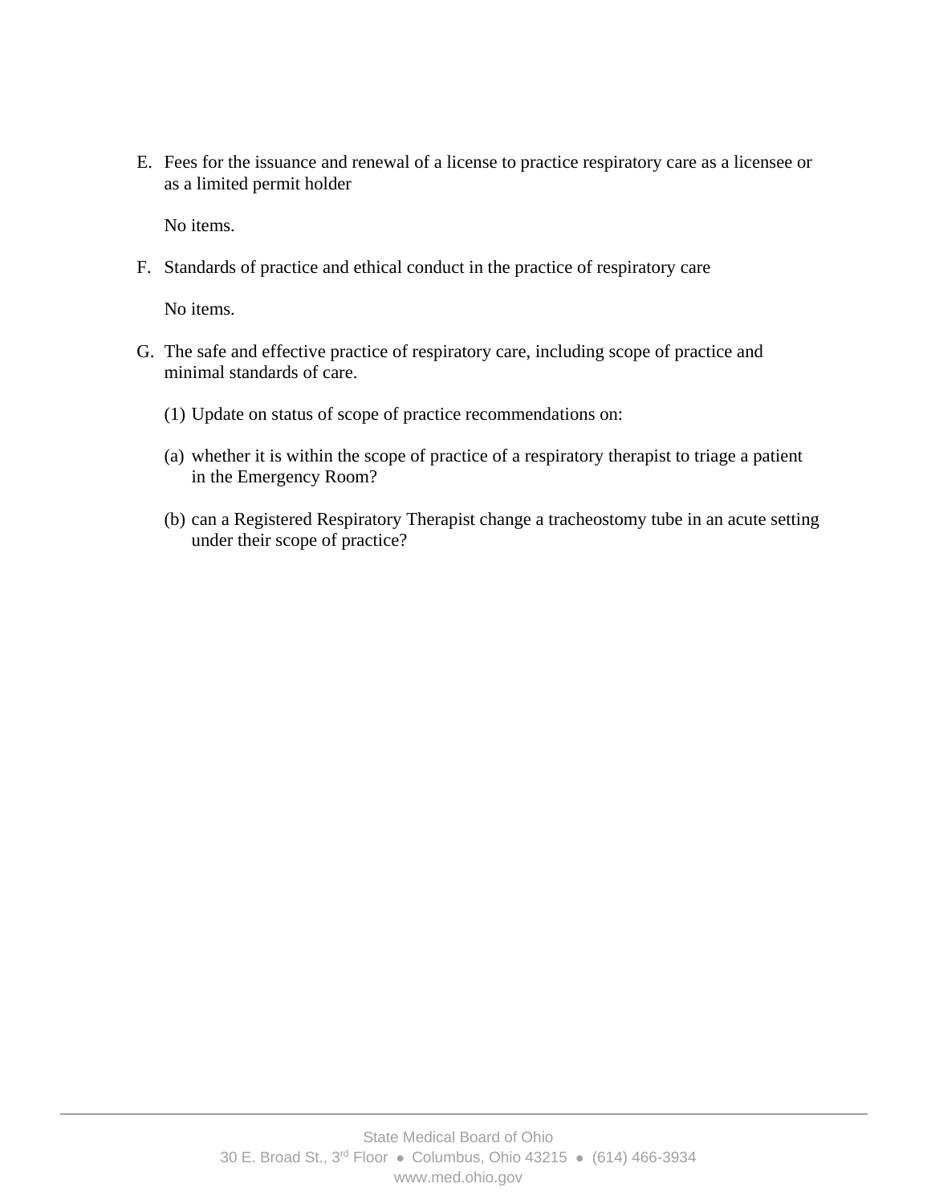E. Fees for the issuance and renewal of a license to practice respiratory care as a licensee or as a limited permit holder

   No items.

F. Standards of practice and ethical conduct in the practice of respiratory care

   No items.

G. The safe and effective practice of respiratory care, including scope of practice and minimal standards of care.

   (1) Update on status of scope of practice recommendations on:

   (a) whether it is within the scope of practice of a respiratory therapist to triage a patient in the Emergency Room?

   (b) can a Registered Respiratory Therapist change a tracheostomy tube in an acute setting under their scope of practice?